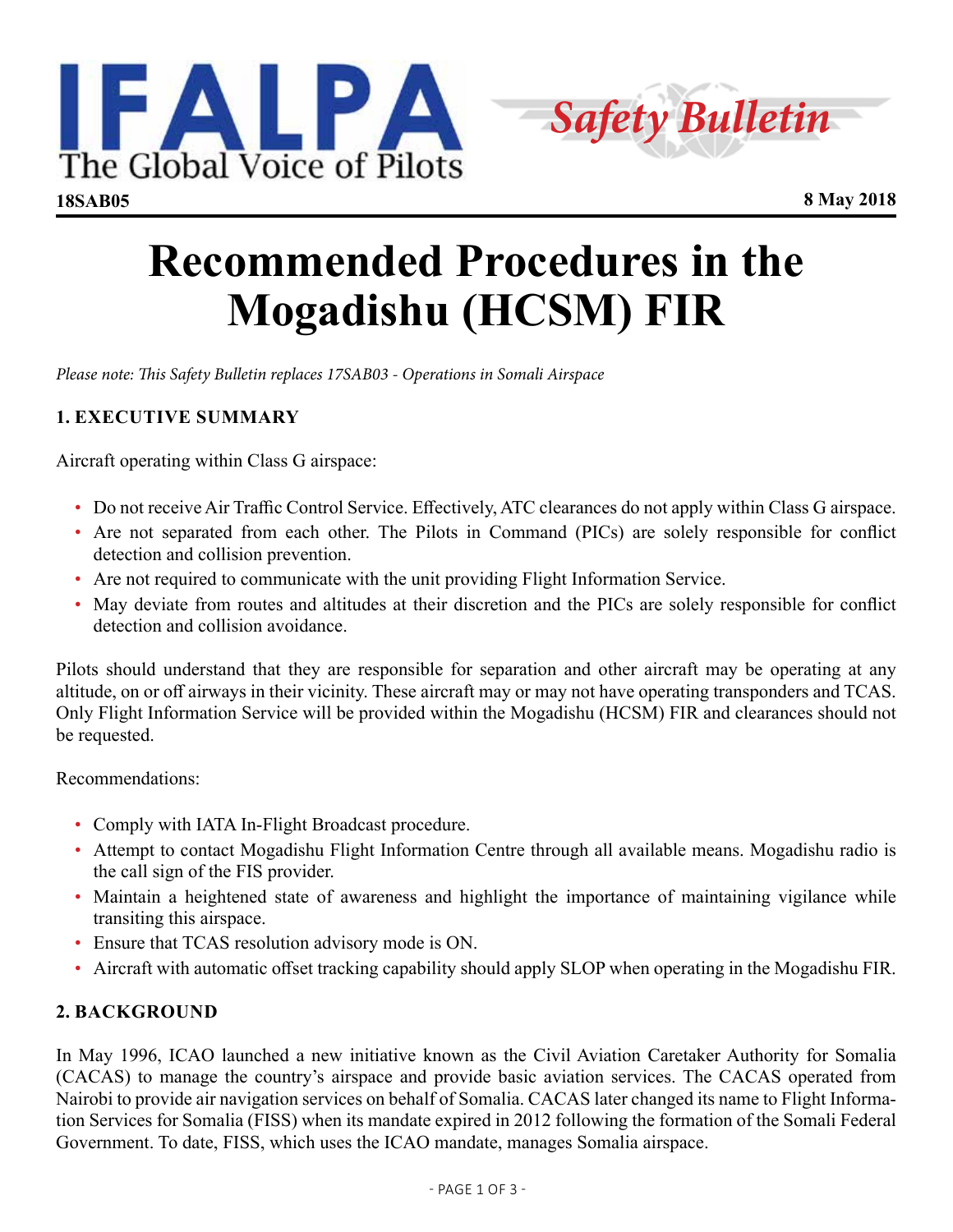IFALPA
The Global Voice of Pilots

Safety Bulletin

**18SAB05** **8 May 2018**

# Recommended Procedures in the Mogadishu (HCSM) FIR

*Please note: This Safety Bulletin replaces 17SAB03 - Operations in Somali Airspace*

## 1. EXECUTIVE SUMMARY

Aircraft operating within Class G airspace:

- Do not receive Air Traffic Control Service. Effectively, ATC clearances do not apply within Class G airspace.
- Are not separated from each other. The Pilots in Command (PICs) are solely responsible for conflict detection and collision prevention.
- Are not required to communicate with the unit providing Flight Information Service.
- May deviate from routes and altitudes at their discretion and the PICs are solely responsible for conflict detection and collision avoidance.

Pilots should understand that they are responsible for separation and other aircraft may be operating at any altitude, on or off airways in their vicinity. These aircraft may or may not have operating transponders and TCAS. Only Flight Information Service will be provided within the Mogadishu (HCSM) FIR and clearances should not be requested.

Recommendations:

- Comply with IATA In-Flight Broadcast procedure.
- Attempt to contact Mogadishu Flight Information Centre through all available means. Mogadishu radio is the call sign of the FIS provider.
- Maintain a heightened state of awareness and highlight the importance of maintaining vigilance while transiting this airspace.
- Ensure that TCAS resolution advisory mode is ON.
- Aircraft with automatic offset tracking capability should apply SLOP when operating in the Mogadishu FIR.

## 2. BACKGROUND

In May 1996, ICAO launched a new initiative known as the Civil Aviation Caretaker Authority for Somalia (CACAS) to manage the country's airspace and provide basic aviation services. The CACAS operated from Nairobi to provide air navigation services on behalf of Somalia. CACAS later changed its name to Flight Information Services for Somalia (FISS) when its mandate expired in 2012 following the formation of the Somali Federal Government. To date, FISS, which uses the ICAO mandate, manages Somalia airspace.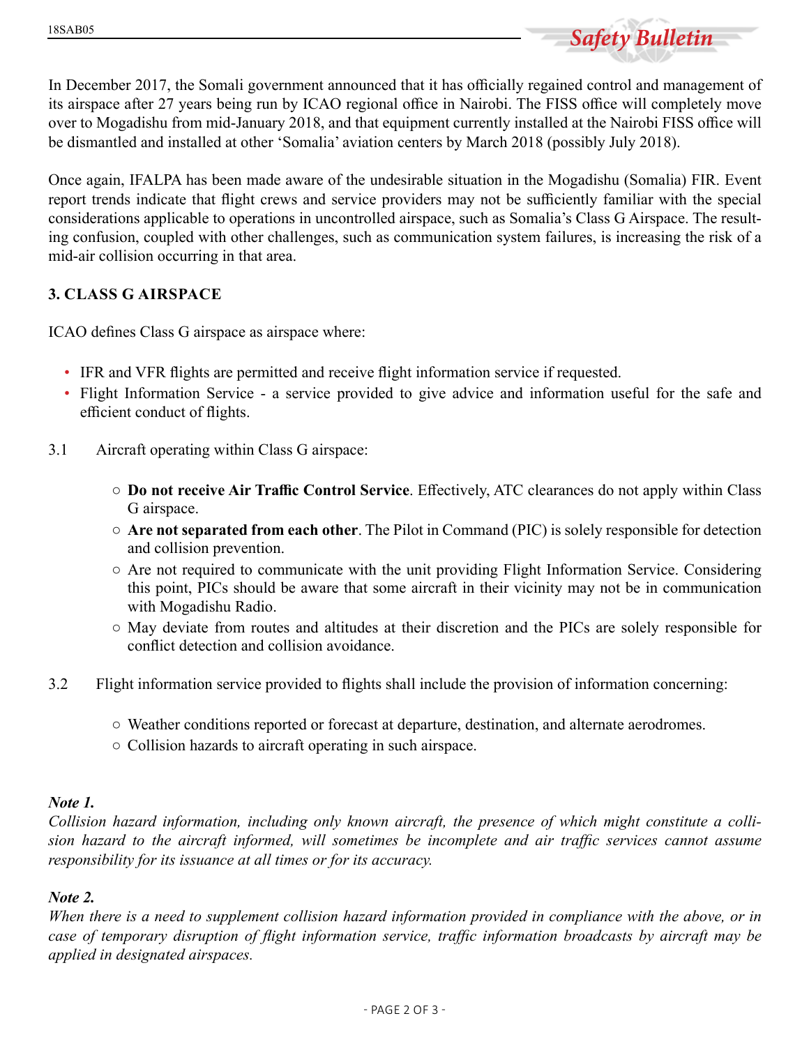In December 2017, the Somali government announced that it has officially regained control and management of its airspace after 27 years being run by ICAO regional office in Nairobi. The FISS office will completely move over to Mogadishu from mid-January 2018, and that equipment currently installed at the Nairobi FISS office will be dismantled and installed at other 'Somalia' aviation centers by March 2018 (possibly July 2018).

Once again, IFALPA has been made aware of the undesirable situation in the Mogadishu (Somalia) FIR. Event report trends indicate that flight crews and service providers may not be sufficiently familiar with the special considerations applicable to operations in uncontrolled airspace, such as Somalia's Class G Airspace. The resulting confusion, coupled with other challenges, such as communication system failures, is increasing the risk of a mid-air collision occurring in that area.

## 3. CLASS G AIRSPACE

ICAO defines Class G airspace as airspace where:

- IFR and VFR flights are permitted and receive flight information service if requested.
- Flight Information Service - a service provided to give advice and information useful for the safe and efficient conduct of flights.

3.1 Aircraft operating within Class G airspace:

- **Do not receive Air Traffic Control Service**. Effectively, ATC clearances do not apply within Class G airspace.
- **Are not separated from each other**. The Pilot in Command (PIC) is solely responsible for detection and collision prevention.
- Are not required to communicate with the unit providing Flight Information Service. Considering this point, PICs should be aware that some aircraft in their vicinity may not be in communication with Mogadishu Radio.
- May deviate from routes and altitudes at their discretion and the PICs are solely responsible for conflict detection and collision avoidance.

3.2 Flight information service provided to flights shall include the provision of information concerning:

- Weather conditions reported or forecast at departure, destination, and alternate aerodromes.
- Collision hazards to aircraft operating in such airspace.

***Note 1.***
*Collision hazard information, including only known aircraft, the presence of which might constitute a collision hazard to the aircraft informed, will sometimes be incomplete and air traffic services cannot assume responsibility for its issuance at all times or for its accuracy.*

***Note 2.***
*When there is a need to supplement collision hazard information provided in compliance with the above, or in case of temporary disruption of flight information service, traffic information broadcasts by aircraft may be applied in designated airspaces.*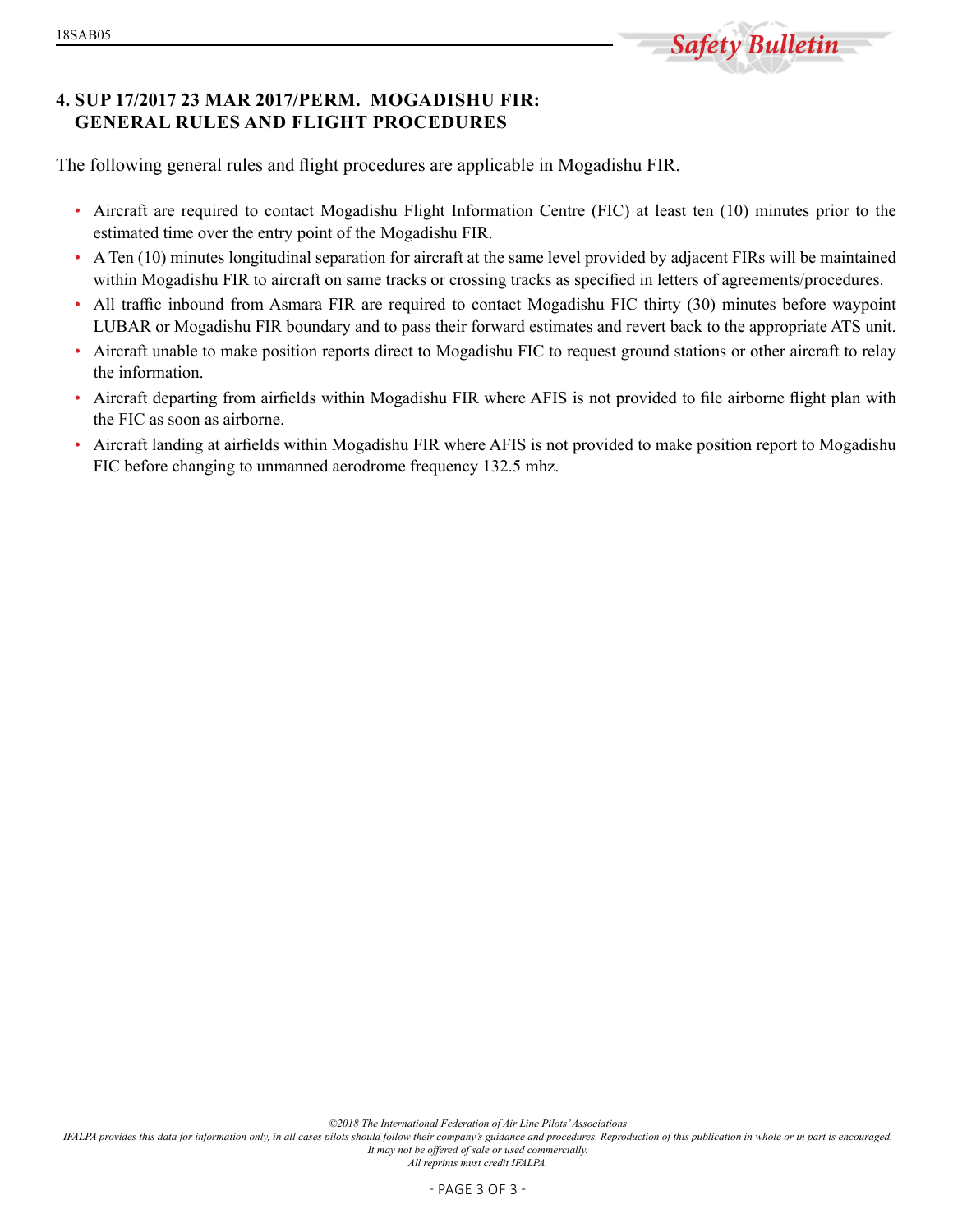## 4. SUP 17/2017 23 MAR 2017/PERM. MOGADISHU FIR: GENERAL RULES AND FLIGHT PROCEDURES

The following general rules and flight procedures are applicable in Mogadishu FIR.

- Aircraft are required to contact Mogadishu Flight Information Centre (FIC) at least ten (10) minutes prior to the estimated time over the entry point of the Mogadishu FIR.
- A Ten (10) minutes longitudinal separation for aircraft at the same level provided by adjacent FIRs will be maintained within Mogadishu FIR to aircraft on same tracks or crossing tracks as specified in letters of agreements/procedures.
- All traffic inbound from Asmara FIR are required to contact Mogadishu FIC thirty (30) minutes before waypoint LUBAR or Mogadishu FIR boundary and to pass their forward estimates and revert back to the appropriate ATS unit.
- Aircraft unable to make position reports direct to Mogadishu FIC to request ground stations or other aircraft to relay the information.
- Aircraft departing from airfields within Mogadishu FIR where AFIS is not provided to file airborne flight plan with the FIC as soon as airborne.
- Aircraft landing at airfields within Mogadishu FIR where AFIS is not provided to make position report to Mogadishu FIC before changing to unmanned aerodrome frequency 132.5 mhz.

*©2018 The International Federation of Air Line Pilots' Associations*
*IFALPA provides this data for information only, in all cases pilots should follow their company's guidance and procedures. Reproduction of this publication in whole or in part is encouraged. It may not be offered of sale or used commercially. All reprints must credit IFALPA.*